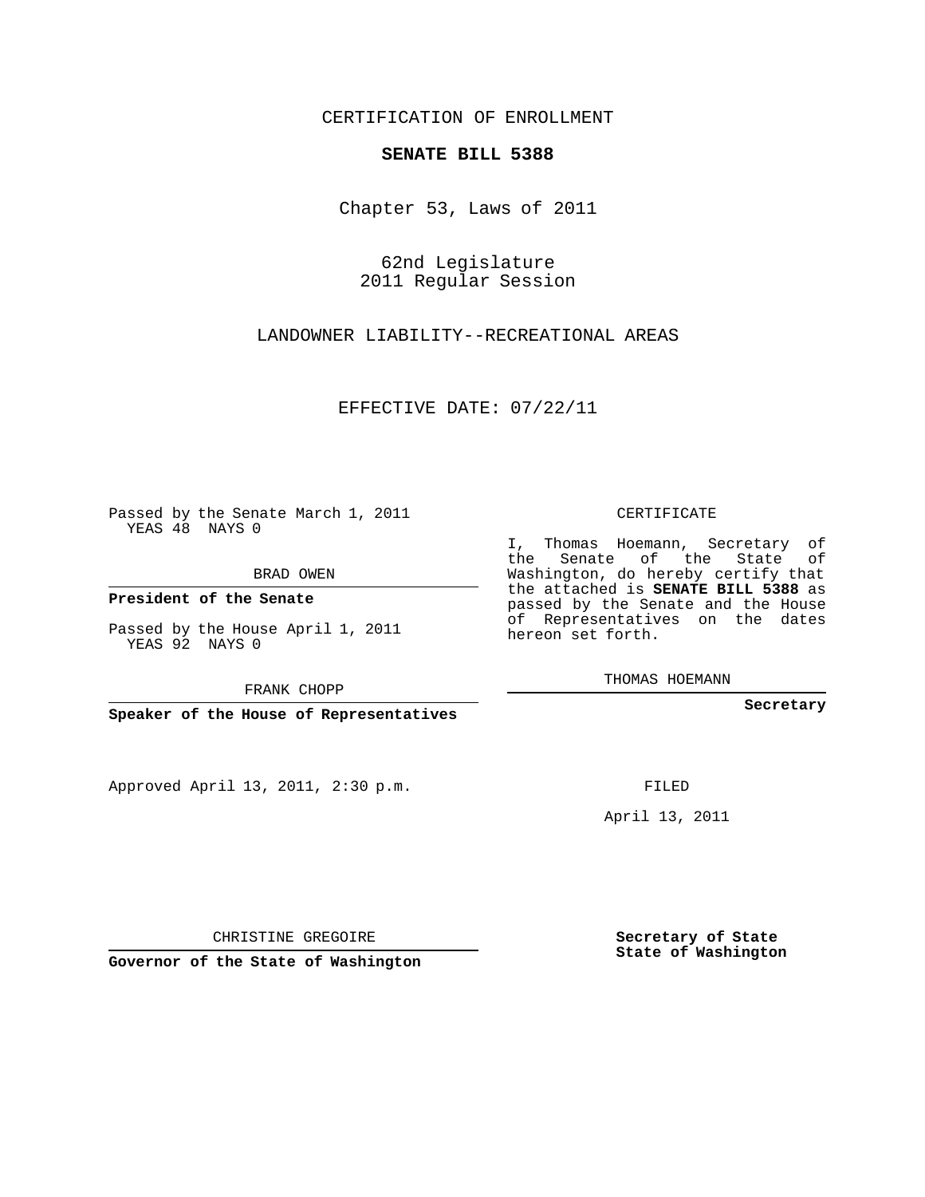CERTIFICATION OF ENROLLMENT

**SENATE BILL 5388**

Chapter 53, Laws of 2011

62nd Legislature
2011 Regular Session

LANDOWNER LIABILITY--RECREATIONAL AREAS

EFFECTIVE DATE: 07/22/11

Passed by the Senate March 1, 2011
YEAS 48 NAYS 0

BRAD OWEN

**President of the Senate**

Passed by the House April 1, 2011
YEAS 92 NAYS 0

FRANK CHOPP

**Speaker of the House of Representatives**

CERTIFICATE

I, Thomas Hoemann, Secretary of the Senate of the State of Washington, do hereby certify that the attached is **SENATE BILL 5388** as passed by the Senate and the House of Representatives on the dates hereon set forth.

THOMAS HOEMANN

**Secretary**

Approved April 13, 2011, 2:30 p.m.

FILED

April 13, 2011

CHRISTINE GREGOIRE

**Governor of the State of Washington**

**Secretary of State**
**State of Washington**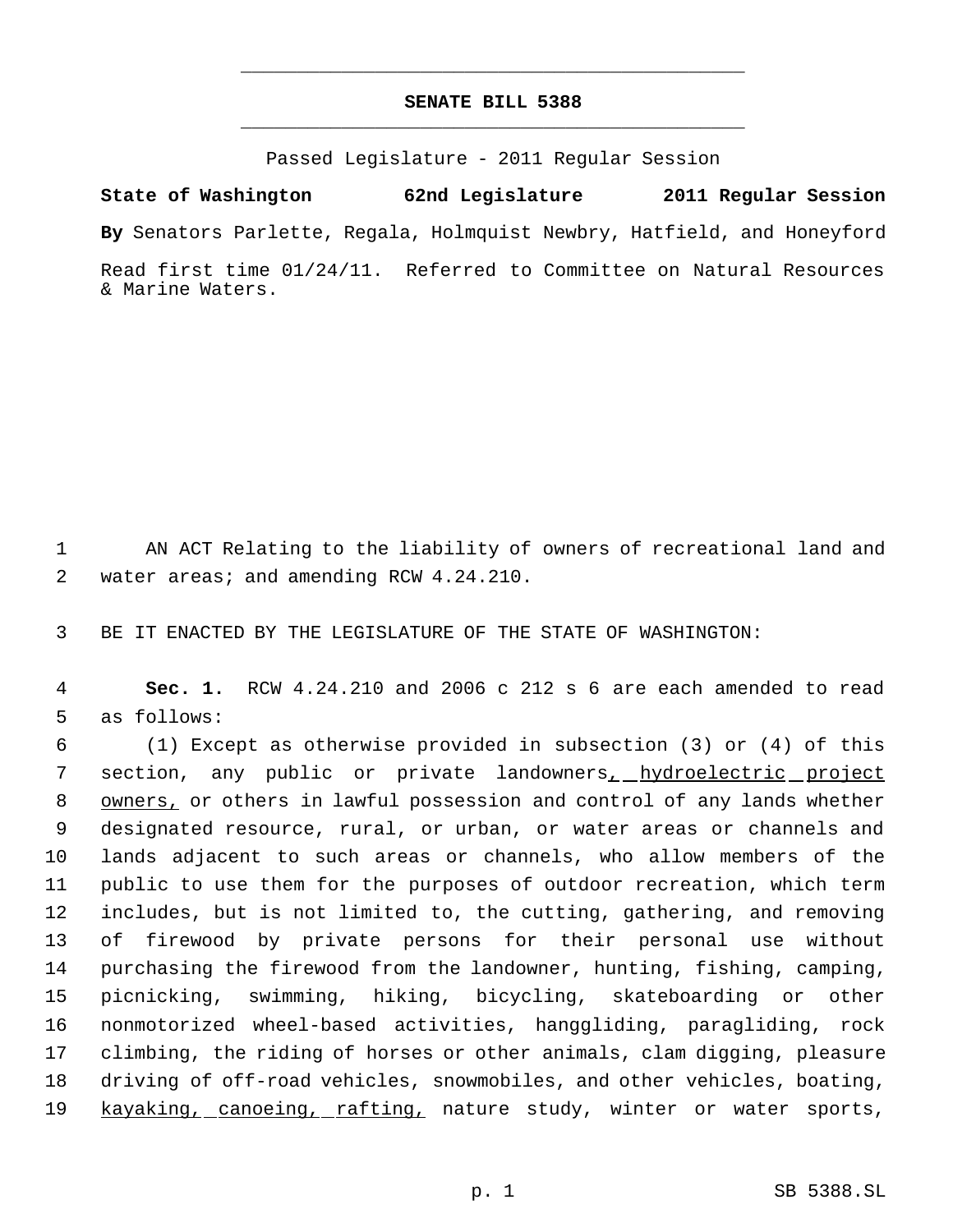**SENATE BILL 5388**

Passed Legislature - 2011 Regular Session

**State of Washington 62nd Legislature 2011 Regular Session**

**By** Senators Parlette, Regala, Holmquist Newbry, Hatfield, and Honeyford

Read first time 01/24/11. Referred to Committee on Natural Resources & Marine Waters.

1 AN ACT Relating to the liability of owners of recreational land and
2 water areas; and amending RCW 4.24.210.

3 BE IT ENACTED BY THE LEGISLATURE OF THE STATE OF WASHINGTON:

4 **Sec. 1.** RCW 4.24.210 and 2006 c 212 s 6 are each amended to read
5 as follows:

6 (1) Except as otherwise provided in subsection (3) or (4) of this
7 section, any public or private landowners<u>, hydroelectric project</u>
8 <u>owners,</u> or others in lawful possession and control of any lands whether
9 designated resource, rural, or urban, or water areas or channels and
10 lands adjacent to such areas or channels, who allow members of the
11 public to use them for the purposes of outdoor recreation, which term
12 includes, but is not limited to, the cutting, gathering, and removing
13 of firewood by private persons for their personal use without
14 purchasing the firewood from the landowner, hunting, fishing, camping,
15 picnicking, swimming, hiking, bicycling, skateboarding or other
16 nonmotorized wheel-based activities, hanggliding, paragliding, rock
17 climbing, the riding of horses or other animals, clam digging, pleasure
18 driving of off-road vehicles, snowmobiles, and other vehicles, boating,
19 <u>kayaking, canoeing, rafting,</u> nature study, winter or water sports,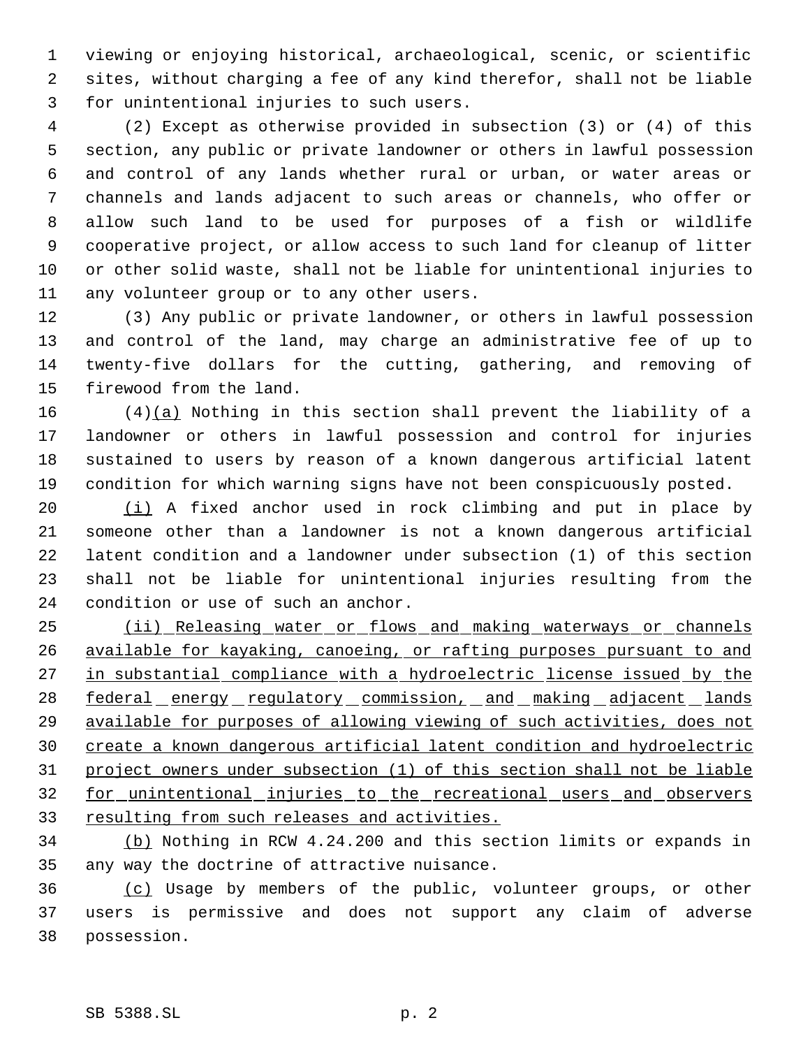viewing or enjoying historical, archaeological, scenic, or scientific sites, without charging a fee of any kind therefor, shall not be liable for unintentional injuries to such users.

(2) Except as otherwise provided in subsection (3) or (4) of this section, any public or private landowner or others in lawful possession and control of any lands whether rural or urban, or water areas or channels and lands adjacent to such areas or channels, who offer or allow such land to be used for purposes of a fish or wildlife cooperative project, or allow access to such land for cleanup of litter or other solid waste, shall not be liable for unintentional injuries to any volunteer group or to any other users.

(3) Any public or private landowner, or others in lawful possession and control of the land, may charge an administrative fee of up to twenty-five dollars for the cutting, gathering, and removing of firewood from the land.

(4)<u>(a)</u> Nothing in this section shall prevent the liability of a landowner or others in lawful possession and control for injuries sustained to users by reason of a known dangerous artificial latent condition for which warning signs have not been conspicuously posted.

<u>(i)</u> A fixed anchor used in rock climbing and put in place by someone other than a landowner is not a known dangerous artificial latent condition and a landowner under subsection (1) of this section shall not be liable for unintentional injuries resulting from the condition or use of such an anchor.

<u>(ii) Releasing water or flows and making waterways or channels available for kayaking, canoeing, or rafting purposes pursuant to and in substantial compliance with a hydroelectric license issued by the federal energy regulatory commission, and making adjacent lands available for purposes of allowing viewing of such activities, does not create a known dangerous artificial latent condition and hydroelectric project owners under subsection (1) of this section shall not be liable for unintentional injuries to the recreational users and observers resulting from such releases and activities.</u>

<u>(b)</u> Nothing in RCW 4.24.200 and this section limits or expands in any way the doctrine of attractive nuisance.

<u>(c)</u> Usage by members of the public, volunteer groups, or other users is permissive and does not support any claim of adverse possession.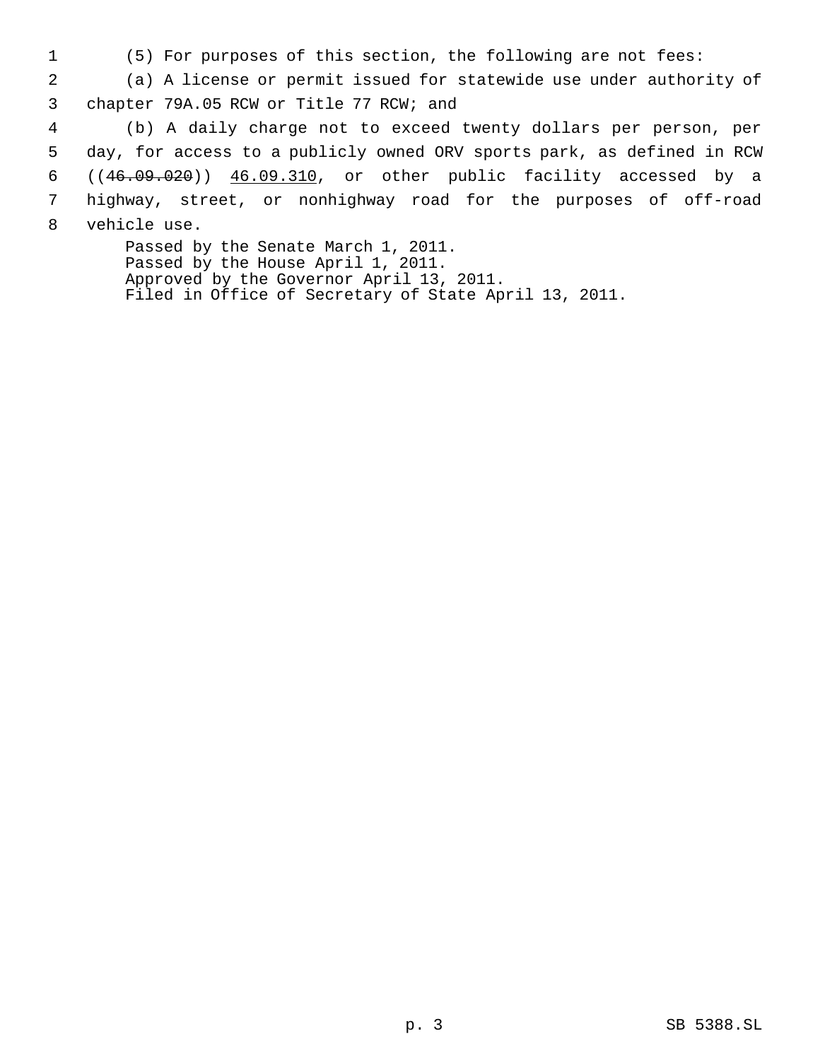(5) For purposes of this section, the following are not fees:

(a) A license or permit issued for statewide use under authority of chapter 79A.05 RCW or Title 77 RCW; and

(b) A daily charge not to exceed twenty dollars per person, per day, for access to a publicly owned ORV sports park, as defined in RCW ((~~46.09.020~~)) 46.09.310, or other public facility accessed by a highway, street, or nonhighway road for the purposes of off-road vehicle use.

Passed by the Senate March 1, 2011.
Passed by the House April 1, 2011.
Approved by the Governor April 13, 2011.
Filed in Office of Secretary of State April 13, 2011.